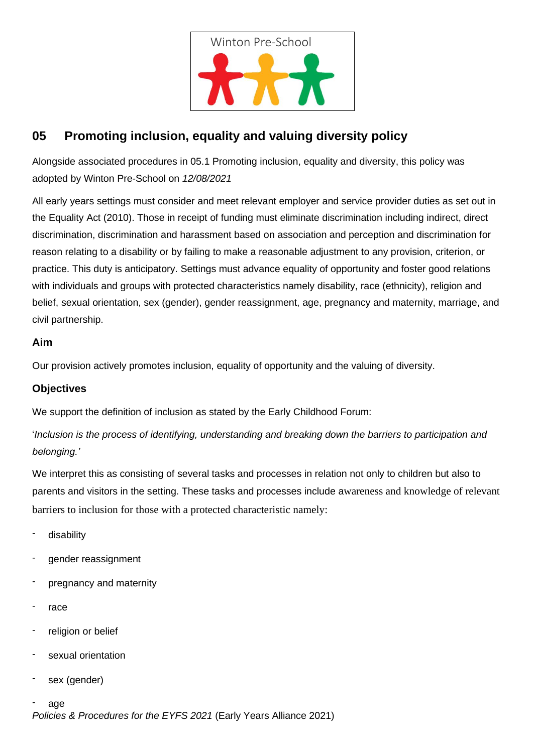Winton Pre-School

# 05 Promoting inclusion, equality and valuing diversity policy

Alongside associated procedures in 05.1 Promoting inclusion, equality and diversity, this policy was adopted by Winton Pre-School on *12/08/2021*

All early years settings must consider and meet relevant employer and service provider duties as set out in the Equality Act (2010). Those in receipt of funding must eliminate discrimination including indirect, direct discrimination, discrimination and harassment based on association and perception and discrimination for reason relating to a disability or by failing to make a reasonable adjustment to any provision, criterion, or practice. This duty is anticipatory. Settings must advance equality of opportunity and foster good relations with individuals and groups with protected characteristics namely disability, race (ethnicity), religion and belief, sexual orientation, sex (gender), gender reassignment, age, pregnancy and maternity, marriage, and civil partnership.

## Aim

Our provision actively promotes inclusion, equality of opportunity and the valuing of diversity.

## Objectives

We support the definition of inclusion as stated by the Early Childhood Forum:

'*Inclusion is the process of identifying, understanding and breaking down the barriers to participation and belonging.'*

We interpret this as consisting of several tasks and processes in relation not only to children but also to parents and visitors in the setting. These tasks and processes include awareness and knowledge of relevant barriers to inclusion for those with a protected characteristic namely:

- disability
- gender reassignment
- pregnancy and maternity
- race
- religion or belief
- sexual orientation
- sex (gender)
- age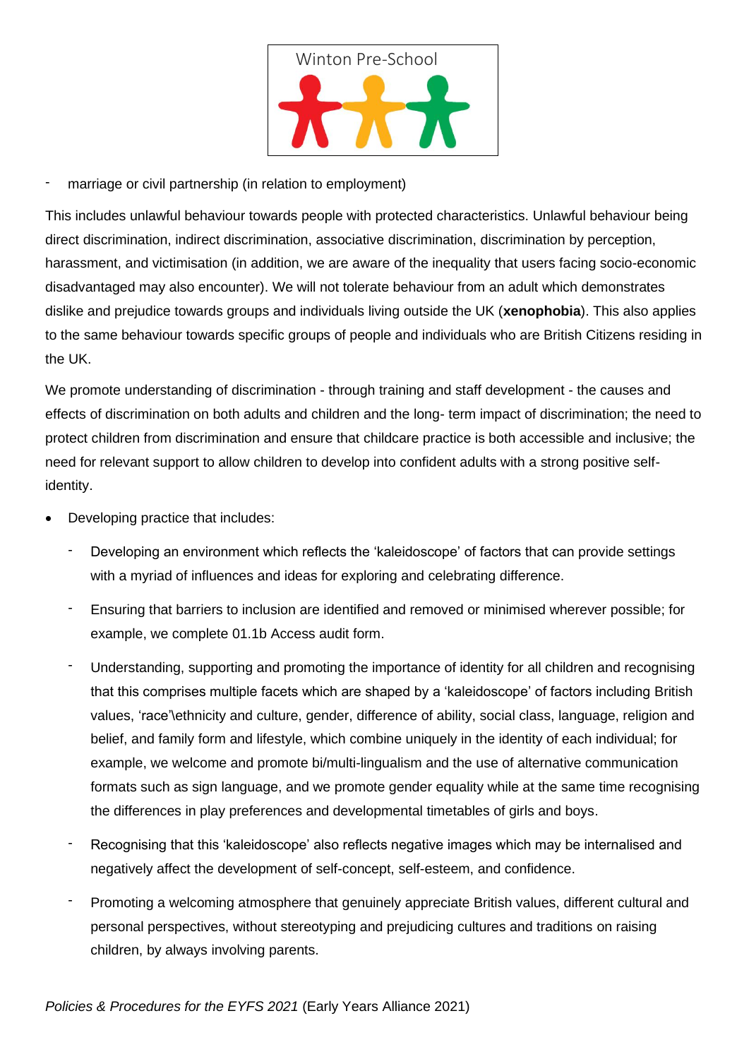- marriage or civil partnership (in relation to employment)

This includes unlawful behaviour towards people with protected characteristics. Unlawful behaviour being direct discrimination, indirect discrimination, associative discrimination, discrimination by perception, harassment, and victimisation (in addition, we are aware of the inequality that users facing socio-economic disadvantaged may also encounter). We will not tolerate behaviour from an adult which demonstrates dislike and prejudice towards groups and individuals living outside the UK (**xenophobia**). This also applies to the same behaviour towards specific groups of people and individuals who are British Citizens residing in the UK.

We promote understanding of discrimination - through training and staff development - the causes and effects of discrimination on both adults and children and the long- term impact of discrimination; the need to protect children from discrimination and ensure that childcare practice is both accessible and inclusive; the need for relevant support to allow children to develop into confident adults with a strong positive self-identity.

- Developing practice that includes:
  - Developing an environment which reflects the 'kaleidoscope' of factors that can provide settings with a myriad of influences and ideas for exploring and celebrating difference.
  - Ensuring that barriers to inclusion are identified and removed or minimised wherever possible; for example, we complete 01.1b Access audit form.
  - Understanding, supporting and promoting the importance of identity for all children and recognising that this comprises multiple facets which are shaped by a 'kaleidoscope' of factors including British values, 'race'\ethnicity and culture, gender, difference of ability, social class, language, religion and belief, and family form and lifestyle, which combine uniquely in the identity of each individual; for example, we welcome and promote bi/multi-lingualism and the use of alternative communication formats such as sign language, and we promote gender equality while at the same time recognising the differences in play preferences and developmental timetables of girls and boys.
  - Recognising that this 'kaleidoscope' also reflects negative images which may be internalised and negatively affect the development of self-concept, self-esteem, and confidence.
  - Promoting a welcoming atmosphere that genuinely appreciate British values, different cultural and personal perspectives, without stereotyping and prejudicing cultures and traditions on raising children, by always involving parents.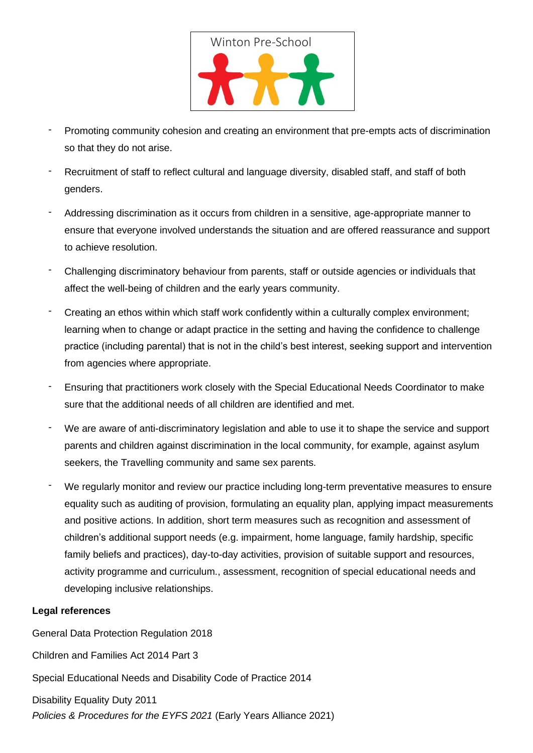- Promoting community cohesion and creating an environment that pre-empts acts of discrimination so that they do not arise.
- Recruitment of staff to reflect cultural and language diversity, disabled staff, and staff of both genders.
- Addressing discrimination as it occurs from children in a sensitive, age-appropriate manner to ensure that everyone involved understands the situation and are offered reassurance and support to achieve resolution.
- Challenging discriminatory behaviour from parents, staff or outside agencies or individuals that affect the well-being of children and the early years community.
- Creating an ethos within which staff work confidently within a culturally complex environment; learning when to change or adapt practice in the setting and having the confidence to challenge practice (including parental) that is not in the child's best interest, seeking support and intervention from agencies where appropriate.
- Ensuring that practitioners work closely with the Special Educational Needs Coordinator to make sure that the additional needs of all children are identified and met.
- We are aware of anti-discriminatory legislation and able to use it to shape the service and support parents and children against discrimination in the local community, for example, against asylum seekers, the Travelling community and same sex parents.
- We regularly monitor and review our practice including long-term preventative measures to ensure equality such as auditing of provision, formulating an equality plan, applying impact measurements and positive actions. In addition, short term measures such as recognition and assessment of children's additional support needs (e.g. impairment, home language, family hardship, specific family beliefs and practices), day-to-day activities, provision of suitable support and resources, activity programme and curriculum., assessment, recognition of special educational needs and developing inclusive relationships.

**Legal references**

General Data Protection Regulation 2018

Children and Families Act 2014 Part 3

Special Educational Needs and Disability Code of Practice 2014

Disability Equality Duty 2011

*Policies & Procedures for the EYFS 2021* (Early Years Alliance 2021)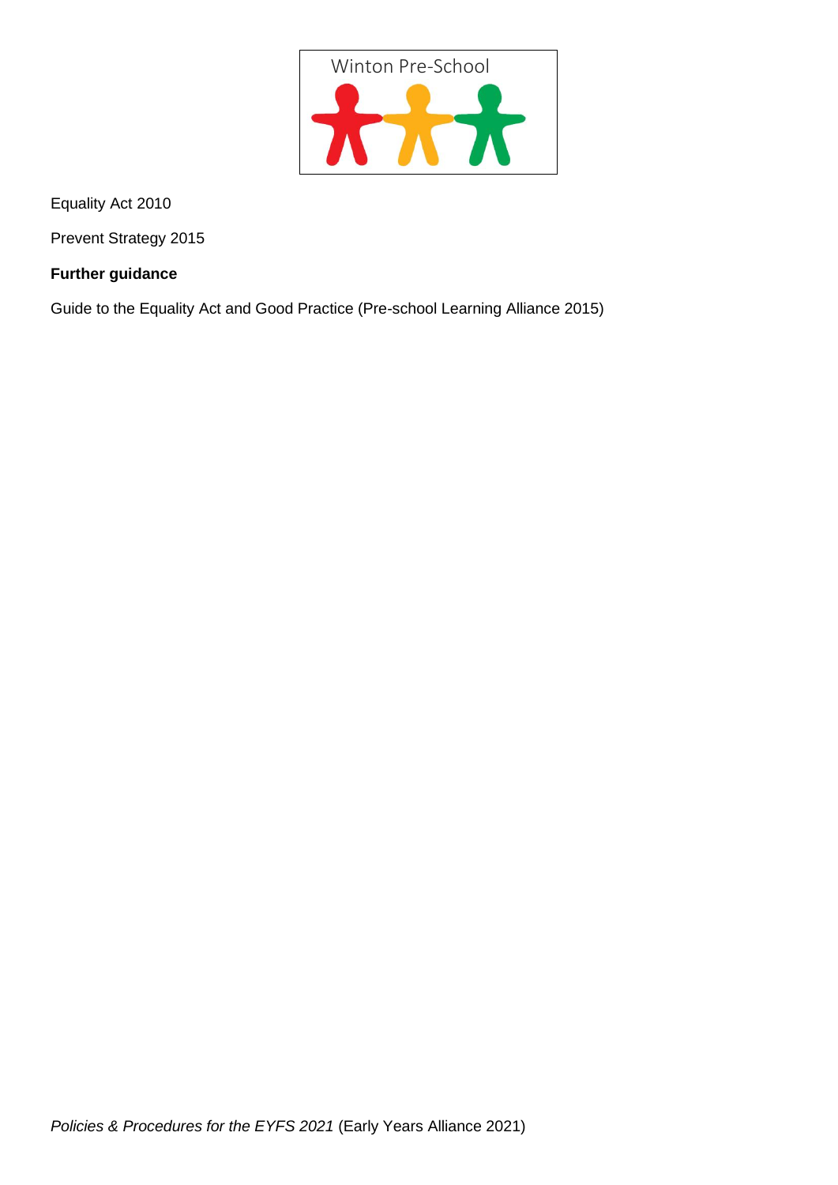Winton Pre-School

Equality Act 2010

Prevent Strategy 2015

**Further guidance**

Guide to the Equality Act and Good Practice (Pre-school Learning Alliance 2015)

*Policies & Procedures for the EYFS 2021* (Early Years Alliance 2021)